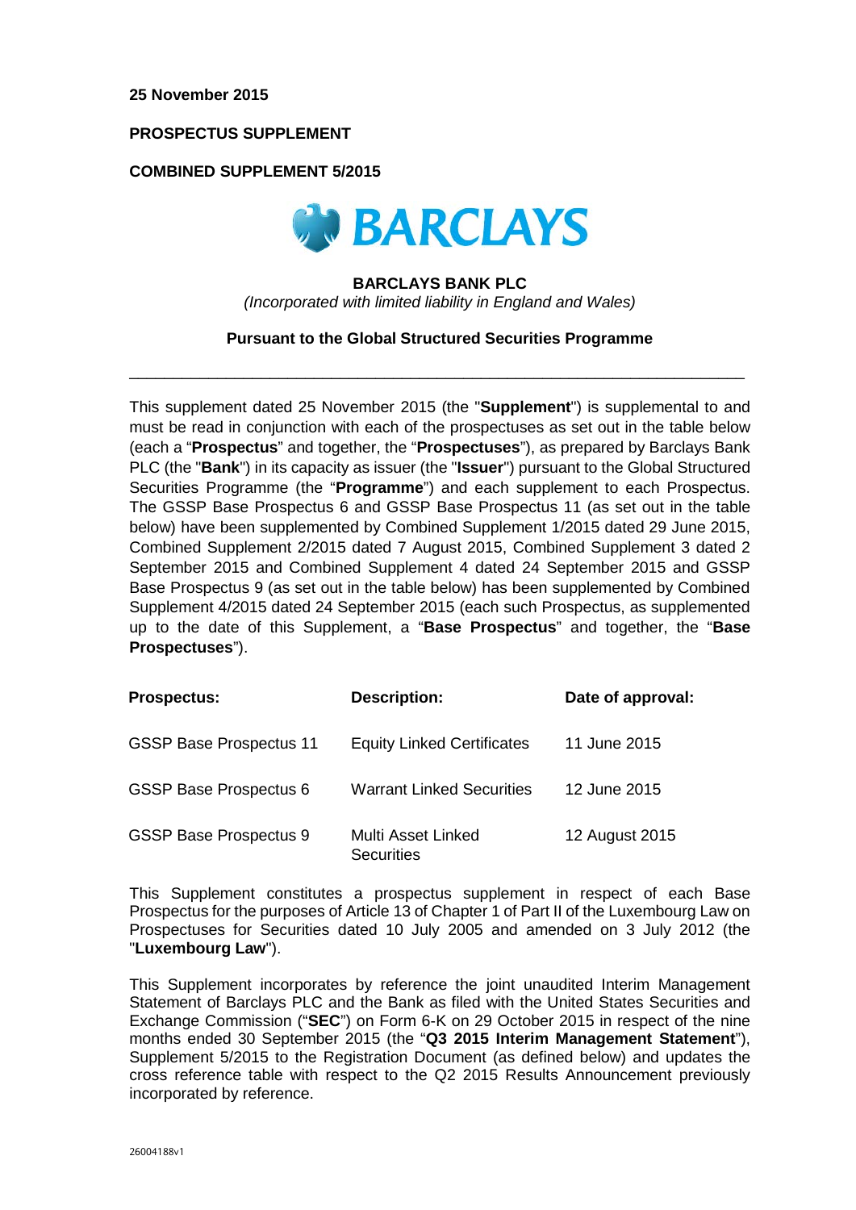**25 November 2015**

**PROSPECTUS SUPPLEMENT**

**COMBINED SUPPLEMENT 5/2015**

**BARCLAYS BANK PLC**

*(Incorporated with limited liability in England and Wales)*

**Pursuant to the Global Structured Securities Programme**

---

This supplement dated 25 November 2015 (the "**Supplement**") is supplemental to and must be read in conjunction with each of the prospectuses as set out in the table below (each a "**Prospectus**" and together, the "**Prospectuses**"), as prepared by Barclays Bank PLC (the "**Bank**") in its capacity as issuer (the "**Issuer**") pursuant to the Global Structured Securities Programme (the "**Programme**") and each supplement to each Prospectus. The GSSP Base Prospectus 6 and GSSP Base Prospectus 11 (as set out in the table below) have been supplemented by Combined Supplement 1/2015 dated 29 June 2015, Combined Supplement 2/2015 dated 7 August 2015, Combined Supplement 3 dated 2 September 2015 and Combined Supplement 4 dated 24 September 2015 and GSSP Base Prospectus 9 (as set out in the table below) has been supplemented by Combined Supplement 4/2015 dated 24 September 2015 (each such Prospectus, as supplemented up to the date of this Supplement, a "**Base Prospectus**" and together, the "**Base Prospectuses**").

| **Prospectus:** | **Description:** | **Date of approval:** |
|---|---|---|
| GSSP Base Prospectus 11 | Equity Linked Certificates | 11 June 2015 |
| GSSP Base Prospectus 6 | Warrant Linked Securities | 12 June 2015 |
| GSSP Base Prospectus 9 | Multi Asset Linked Securities | 12 August 2015 |

This Supplement constitutes a prospectus supplement in respect of each Base Prospectus for the purposes of Article 13 of Chapter 1 of Part II of the Luxembourg Law on Prospectuses for Securities dated 10 July 2005 and amended on 3 July 2012 (the "**Luxembourg Law**").

This Supplement incorporates by reference the joint unaudited Interim Management Statement of Barclays PLC and the Bank as filed with the United States Securities and Exchange Commission ("**SEC**") on Form 6-K on 29 October 2015 in respect of the nine months ended 30 September 2015 (the "**Q3 2015 Interim Management Statement**"), Supplement 5/2015 to the Registration Document (as defined below) and updates the cross reference table with respect to the Q2 2015 Results Announcement previously incorporated by reference.

26004188v1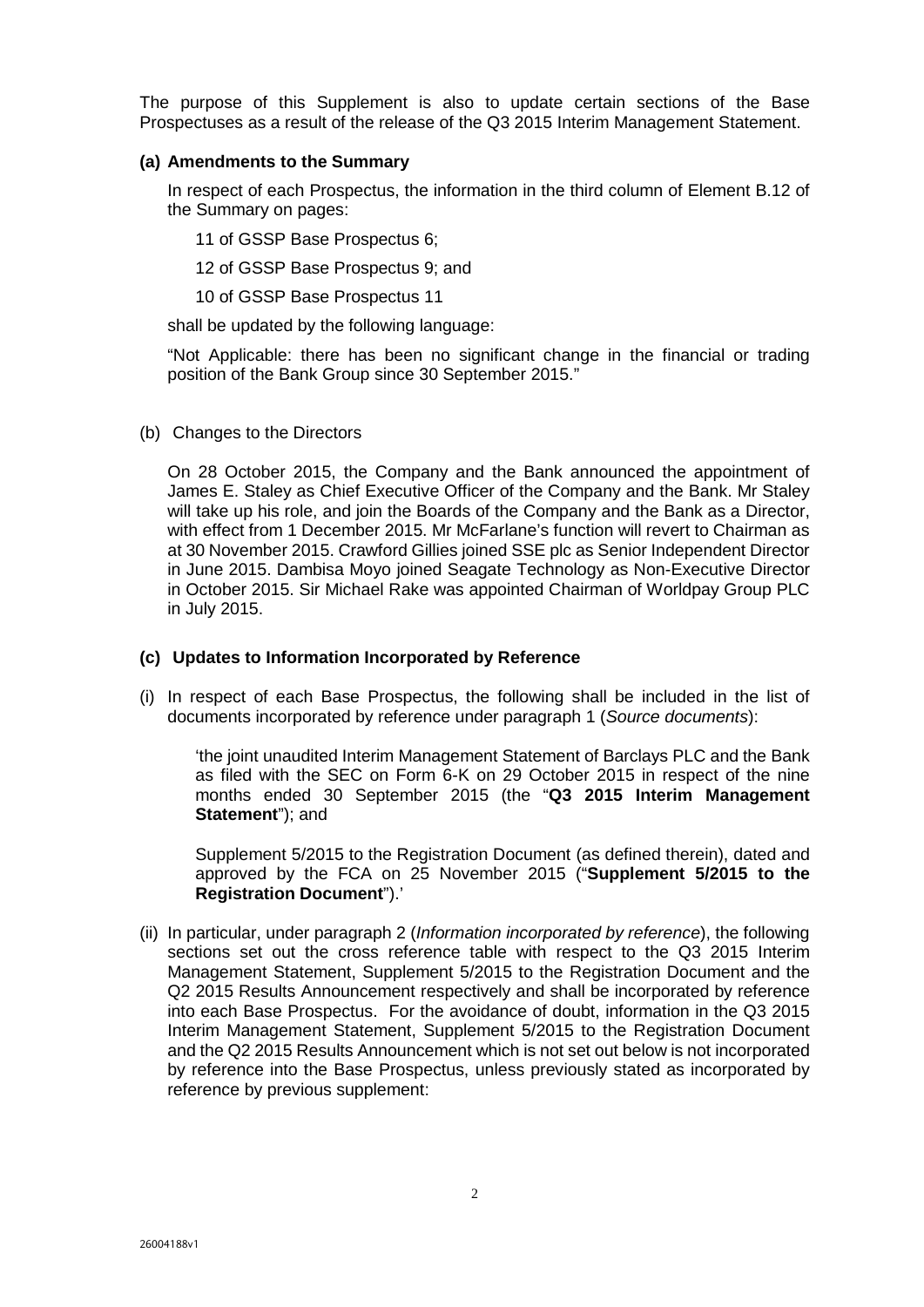The purpose of this Supplement is also to update certain sections of the Base Prospectuses as a result of the release of the Q3 2015 Interim Management Statement.

**(a) Amendments to the Summary**

In respect of each Prospectus, the information in the third column of Element B.12 of the Summary on pages:

11 of GSSP Base Prospectus 6;

12 of GSSP Base Prospectus 9; and

10 of GSSP Base Prospectus 11

shall be updated by the following language:

"Not Applicable: there has been no significant change in the financial or trading position of the Bank Group since 30 September 2015."

(b) Changes to the Directors

On 28 October 2015, the Company and the Bank announced the appointment of James E. Staley as Chief Executive Officer of the Company and the Bank. Mr Staley will take up his role, and join the Boards of the Company and the Bank as a Director, with effect from 1 December 2015. Mr McFarlane's function will revert to Chairman as at 30 November 2015. Crawford Gillies joined SSE plc as Senior Independent Director in June 2015. Dambisa Moyo joined Seagate Technology as Non-Executive Director in October 2015. Sir Michael Rake was appointed Chairman of Worldpay Group PLC in July 2015.

**(c) Updates to Information Incorporated by Reference**

(i) In respect of each Base Prospectus, the following shall be included in the list of documents incorporated by reference under paragraph 1 (*Source documents*):

'the joint unaudited Interim Management Statement of Barclays PLC and the Bank as filed with the SEC on Form 6-K on 29 October 2015 in respect of the nine months ended 30 September 2015 (the "**Q3 2015 Interim Management Statement**"); and

Supplement 5/2015 to the Registration Document (as defined therein), dated and approved by the FCA on 25 November 2015 ("**Supplement 5/2015 to the Registration Document**").'

(ii) In particular, under paragraph 2 (*Information incorporated by reference*), the following sections set out the cross reference table with respect to the Q3 2015 Interim Management Statement, Supplement 5/2015 to the Registration Document and the Q2 2015 Results Announcement respectively and shall be incorporated by reference into each Base Prospectus. For the avoidance of doubt, information in the Q3 2015 Interim Management Statement, Supplement 5/2015 to the Registration Document and the Q2 2015 Results Announcement which is not set out below is not incorporated by reference into the Base Prospectus, unless previously stated as incorporated by reference by previous supplement: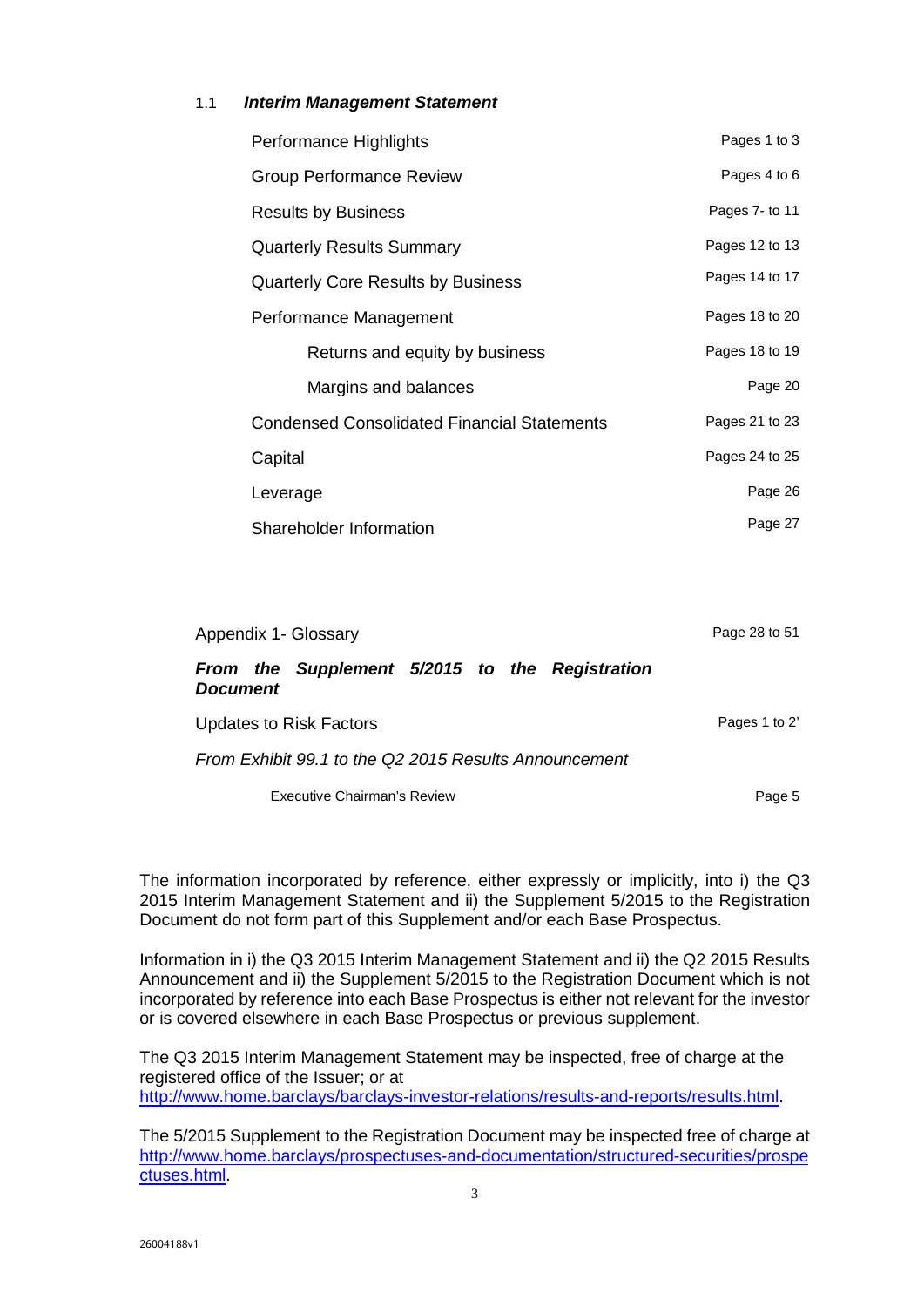### 1.1 *Interim Management Statement*

| | |
|---|---|
| Performance Highlights | Pages 1 to 3 |
| Group Performance Review | Pages 4 to 6 |
| Results by Business | Pages 7- to 11 |
| Quarterly Results Summary | Pages 12 to 13 |
| Quarterly Core Results by Business | Pages 14 to 17 |
| Performance Management | Pages 18 to 20 |
| Returns and equity by business | Pages 18 to 19 |
| Margins and balances | Page 20 |
| Condensed Consolidated Financial Statements | Pages 21 to 23 |
| Capital | Pages 24 to 25 |
| Leverage | Page 26 |
| Shareholder Information | Page 27 |

| | |
|---|---|
| Appendix 1- Glossary | Page 28 to 51 |
| ***From the Supplement 5/2015 to the Registration Document*** | |
| Updates to Risk Factors | Pages 1 to 2' |
| *From Exhibit 99.1 to the Q2 2015 Results Announcement* | |
| Executive Chairman's Review | Page 5 |

The information incorporated by reference, either expressly or implicitly, into i) the Q3 2015 Interim Management Statement and ii) the Supplement 5/2015 to the Registration Document do not form part of this Supplement and/or each Base Prospectus.

Information in i) the Q3 2015 Interim Management Statement and ii) the Q2 2015 Results Announcement and ii) the Supplement 5/2015 to the Registration Document which is not incorporated by reference into each Base Prospectus is either not relevant for the investor or is covered elsewhere in each Base Prospectus or previous supplement.

The Q3 2015 Interim Management Statement may be inspected, free of charge at the registered office of the Issuer; or at http://www.home.barclays/barclays-investor-relations/results-and-reports/results.html.

The 5/2015 Supplement to the Registration Document may be inspected free of charge at http://www.home.barclays/prospectuses-and-documentation/structured-securities/prospectuses.html.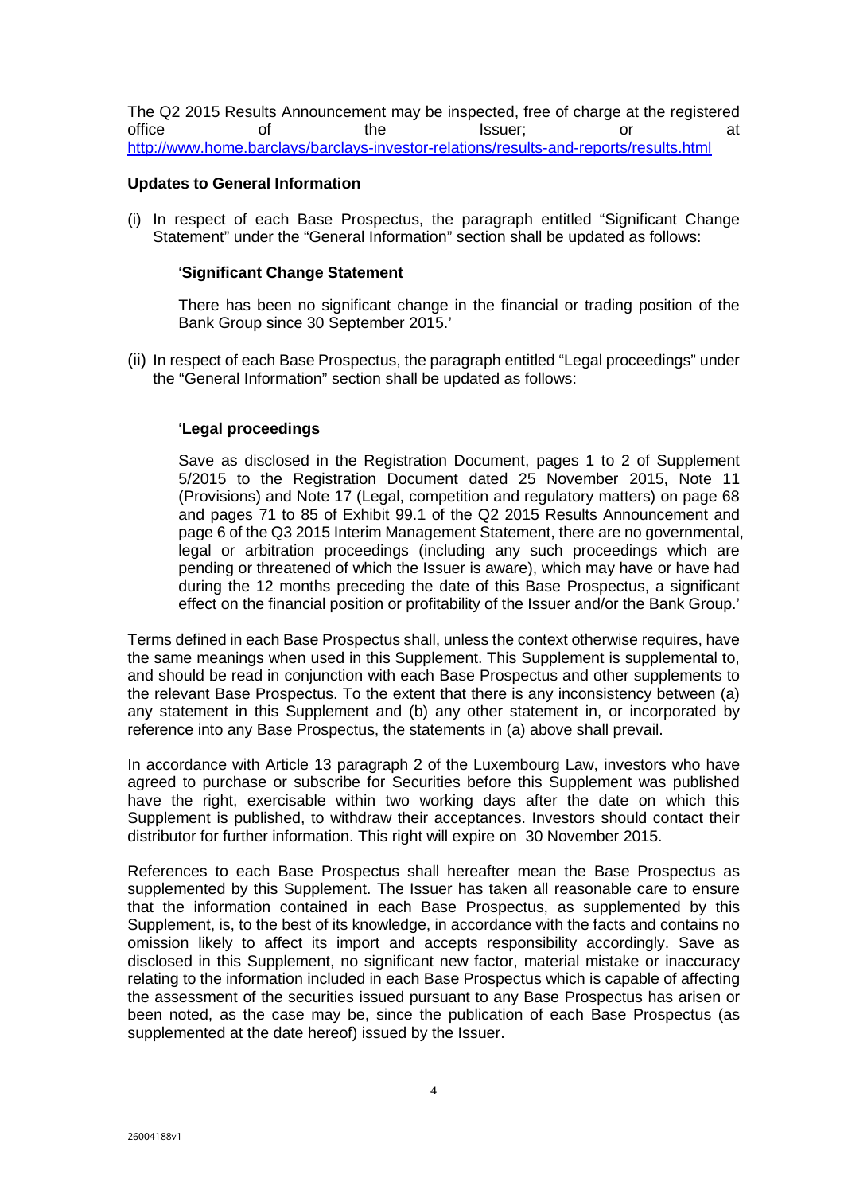The Q2 2015 Results Announcement may be inspected, free of charge at the registered office of the Issuer; or at http://www.home.barclays/barclays-investor-relations/results-and-reports/results.html

**Updates to General Information**

(i) In respect of each Base Prospectus, the paragraph entitled "Significant Change Statement" under the "General Information" section shall be updated as follows:

'**Significant Change Statement**

There has been no significant change in the financial or trading position of the Bank Group since 30 September 2015.'

(ii) In respect of each Base Prospectus, the paragraph entitled "Legal proceedings" under the "General Information" section shall be updated as follows:

'**Legal proceedings**

Save as disclosed in the Registration Document, pages 1 to 2 of Supplement 5/2015 to the Registration Document dated 25 November 2015, Note 11 (Provisions) and Note 17 (Legal, competition and regulatory matters) on page 68 and pages 71 to 85 of Exhibit 99.1 of the Q2 2015 Results Announcement and page 6 of the Q3 2015 Interim Management Statement, there are no governmental, legal or arbitration proceedings (including any such proceedings which are pending or threatened of which the Issuer is aware), which may have or have had during the 12 months preceding the date of this Base Prospectus, a significant effect on the financial position or profitability of the Issuer and/or the Bank Group.'

Terms defined in each Base Prospectus shall, unless the context otherwise requires, have the same meanings when used in this Supplement. This Supplement is supplemental to, and should be read in conjunction with each Base Prospectus and other supplements to the relevant Base Prospectus. To the extent that there is any inconsistency between (a) any statement in this Supplement and (b) any other statement in, or incorporated by reference into any Base Prospectus, the statements in (a) above shall prevail.

In accordance with Article 13 paragraph 2 of the Luxembourg Law, investors who have agreed to purchase or subscribe for Securities before this Supplement was published have the right, exercisable within two working days after the date on which this Supplement is published, to withdraw their acceptances. Investors should contact their distributor for further information. This right will expire on 30 November 2015.

References to each Base Prospectus shall hereafter mean the Base Prospectus as supplemented by this Supplement. The Issuer has taken all reasonable care to ensure that the information contained in each Base Prospectus, as supplemented by this Supplement, is, to the best of its knowledge, in accordance with the facts and contains no omission likely to affect its import and accepts responsibility accordingly. Save as disclosed in this Supplement, no significant new factor, material mistake or inaccuracy relating to the information included in each Base Prospectus which is capable of affecting the assessment of the securities issued pursuant to any Base Prospectus has arisen or been noted, as the case may be, since the publication of each Base Prospectus (as supplemented at the date hereof) issued by the Issuer.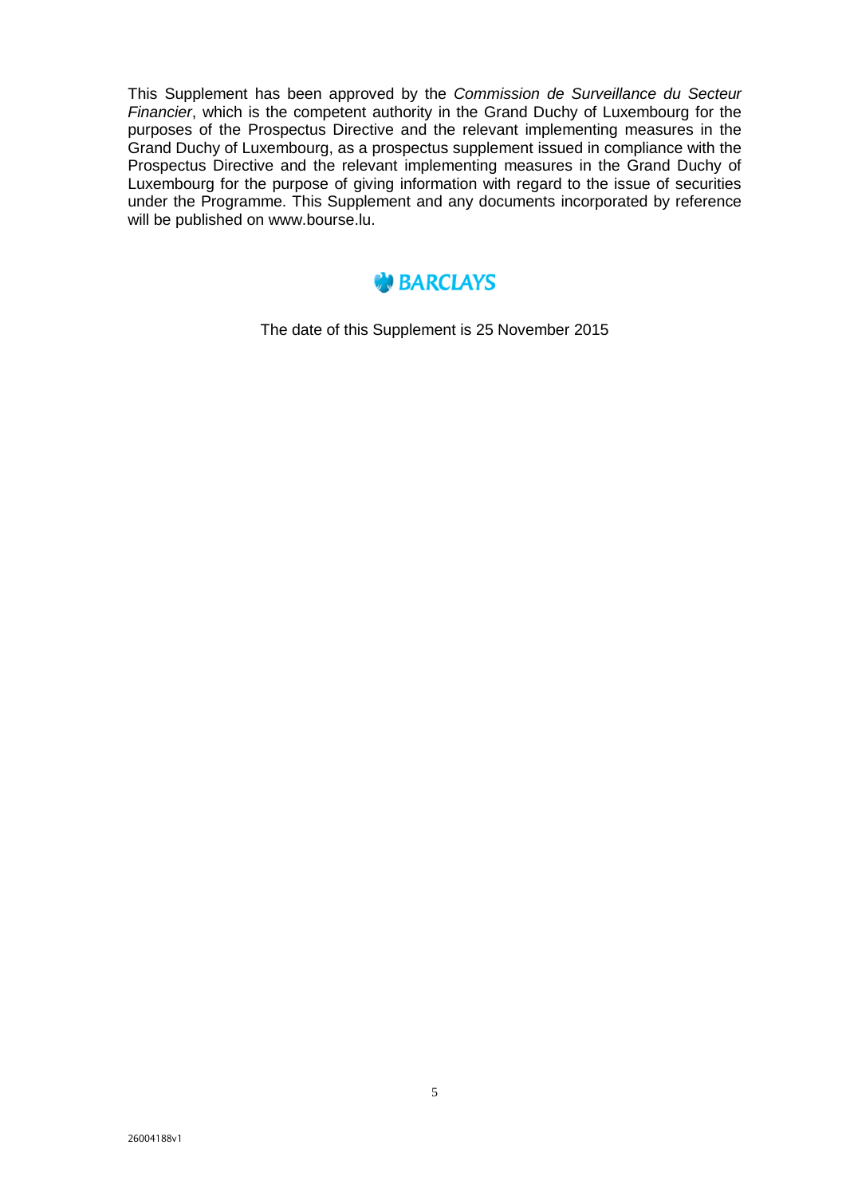This Supplement has been approved by the *Commission de Surveillance du Secteur Financier*, which is the competent authority in the Grand Duchy of Luxembourg for the purposes of the Prospectus Directive and the relevant implementing measures in the Grand Duchy of Luxembourg, as a prospectus supplement issued in compliance with the Prospectus Directive and the relevant implementing measures in the Grand Duchy of Luxembourg for the purpose of giving information with regard to the issue of securities under the Programme. This Supplement and any documents incorporated by reference will be published on www.bourse.lu.

BARCLAYS

The date of this Supplement is 25 November 2015